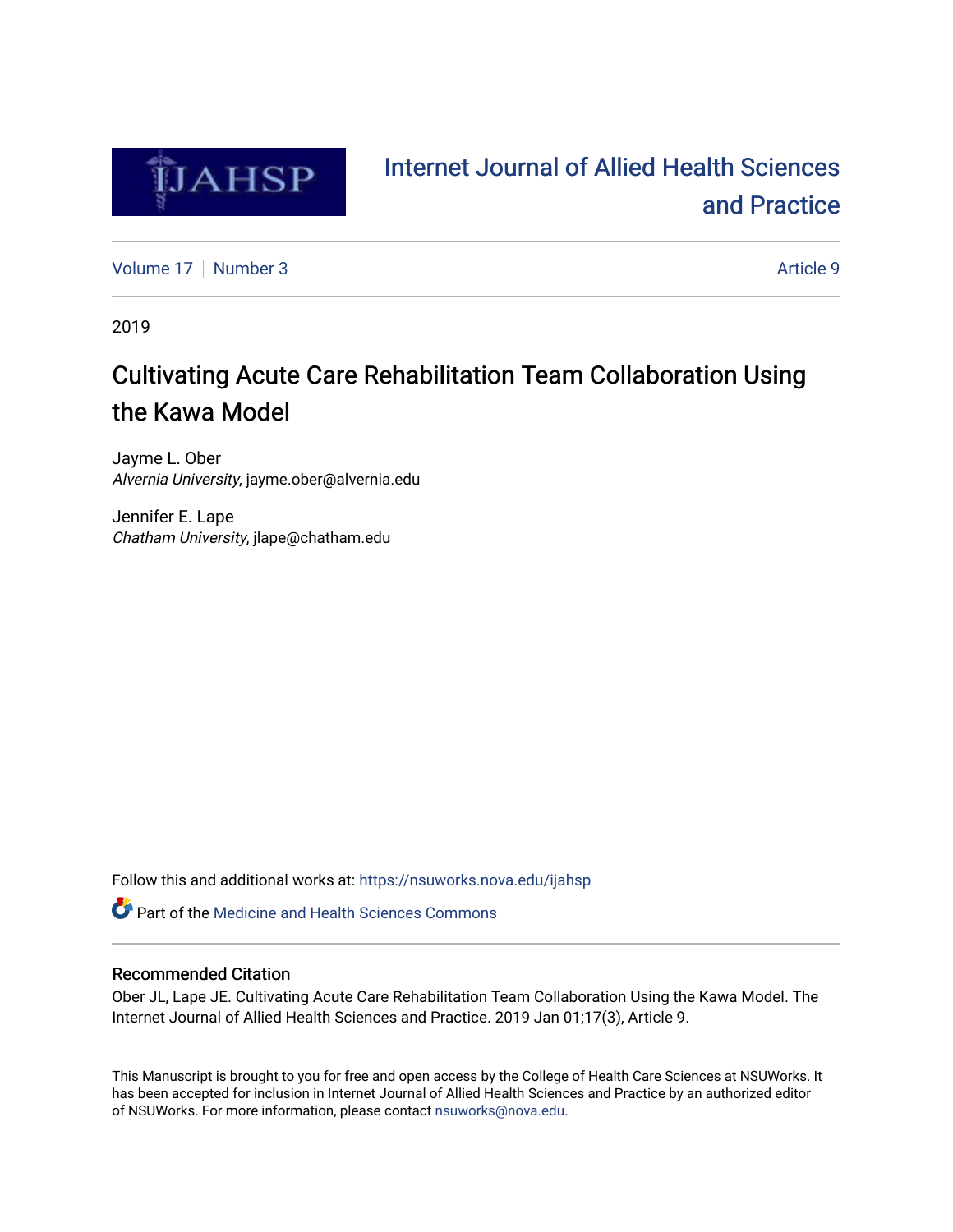# Internet Journal of Allied Health Sciences and Practice

Volume 17 | Number 3 | Article 9

2019

# Cultivating Acute Care Rehabilitation Team Collaboration Using the Kawa Model

Jayme L. Ober
*Alvernia University*, jayme.ober@alvernia.edu

Jennifer E. Lape
*Chatham University*, jlape@chatham.edu

Follow this and additional works at: https://nsuworks.nova.edu/ijahsp

Part of the Medicine and Health Sciences Commons

## Recommended Citation

Ober JL, Lape JE. Cultivating Acute Care Rehabilitation Team Collaboration Using the Kawa Model. The Internet Journal of Allied Health Sciences and Practice. 2019 Jan 01;17(3), Article 9.

This Manuscript is brought to you for free and open access by the College of Health Care Sciences at NSUWorks. It has been accepted for inclusion in Internet Journal of Allied Health Sciences and Practice by an authorized editor of NSUWorks. For more information, please contact nsuworks@nova.edu.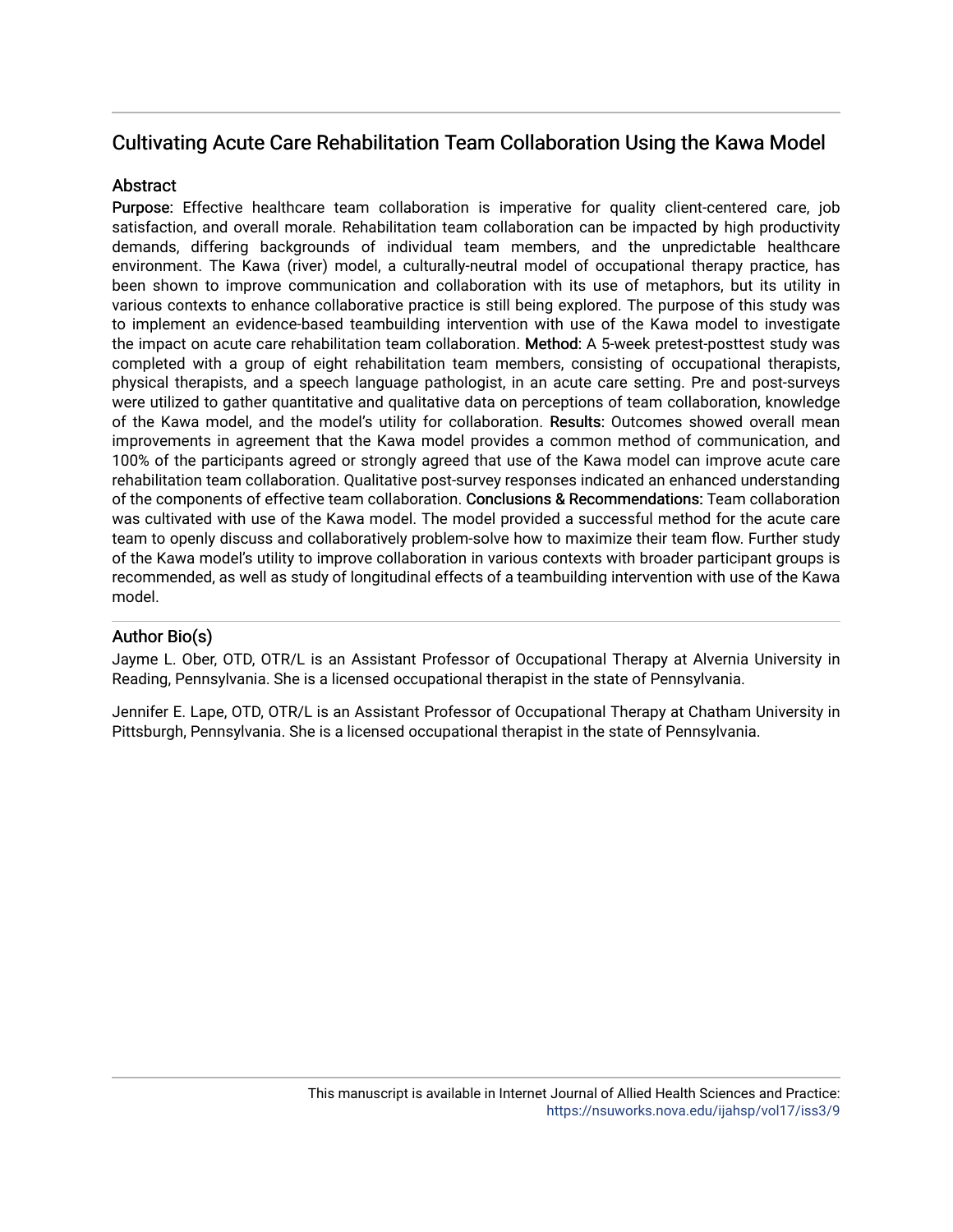## Cultivating Acute Care Rehabilitation Team Collaboration Using the Kawa Model

### Abstract

**Purpose:** Effective healthcare team collaboration is imperative for quality client-centered care, job satisfaction, and overall morale. Rehabilitation team collaboration can be impacted by high productivity demands, differing backgrounds of individual team members, and the unpredictable healthcare environment. The Kawa (river) model, a culturally-neutral model of occupational therapy practice, has been shown to improve communication and collaboration with its use of metaphors, but its utility in various contexts to enhance collaborative practice is still being explored. The purpose of this study was to implement an evidence-based teambuilding intervention with use of the Kawa model to investigate the impact on acute care rehabilitation team collaboration. **Method:** A 5-week pretest-posttest study was completed with a group of eight rehabilitation team members, consisting of occupational therapists, physical therapists, and a speech language pathologist, in an acute care setting. Pre and post-surveys were utilized to gather quantitative and qualitative data on perceptions of team collaboration, knowledge of the Kawa model, and the model's utility for collaboration. **Results:** Outcomes showed overall mean improvements in agreement that the Kawa model provides a common method of communication, and 100% of the participants agreed or strongly agreed that use of the Kawa model can improve acute care rehabilitation team collaboration. Qualitative post-survey responses indicated an enhanced understanding of the components of effective team collaboration. **Conclusions & Recommendations:** Team collaboration was cultivated with use of the Kawa model. The model provided a successful method for the acute care team to openly discuss and collaboratively problem-solve how to maximize their team flow. Further study of the Kawa model's utility to improve collaboration in various contexts with broader participant groups is recommended, as well as study of longitudinal effects of a teambuilding intervention with use of the Kawa model.

### Author Bio(s)

Jayme L. Ober, OTD, OTR/L is an Assistant Professor of Occupational Therapy at Alvernia University in Reading, Pennsylvania. She is a licensed occupational therapist in the state of Pennsylvania.

Jennifer E. Lape, OTD, OTR/L is an Assistant Professor of Occupational Therapy at Chatham University in Pittsburgh, Pennsylvania. She is a licensed occupational therapist in the state of Pennsylvania.

This manuscript is available in Internet Journal of Allied Health Sciences and Practice: https://nsuworks.nova.edu/ijahsp/vol17/iss3/9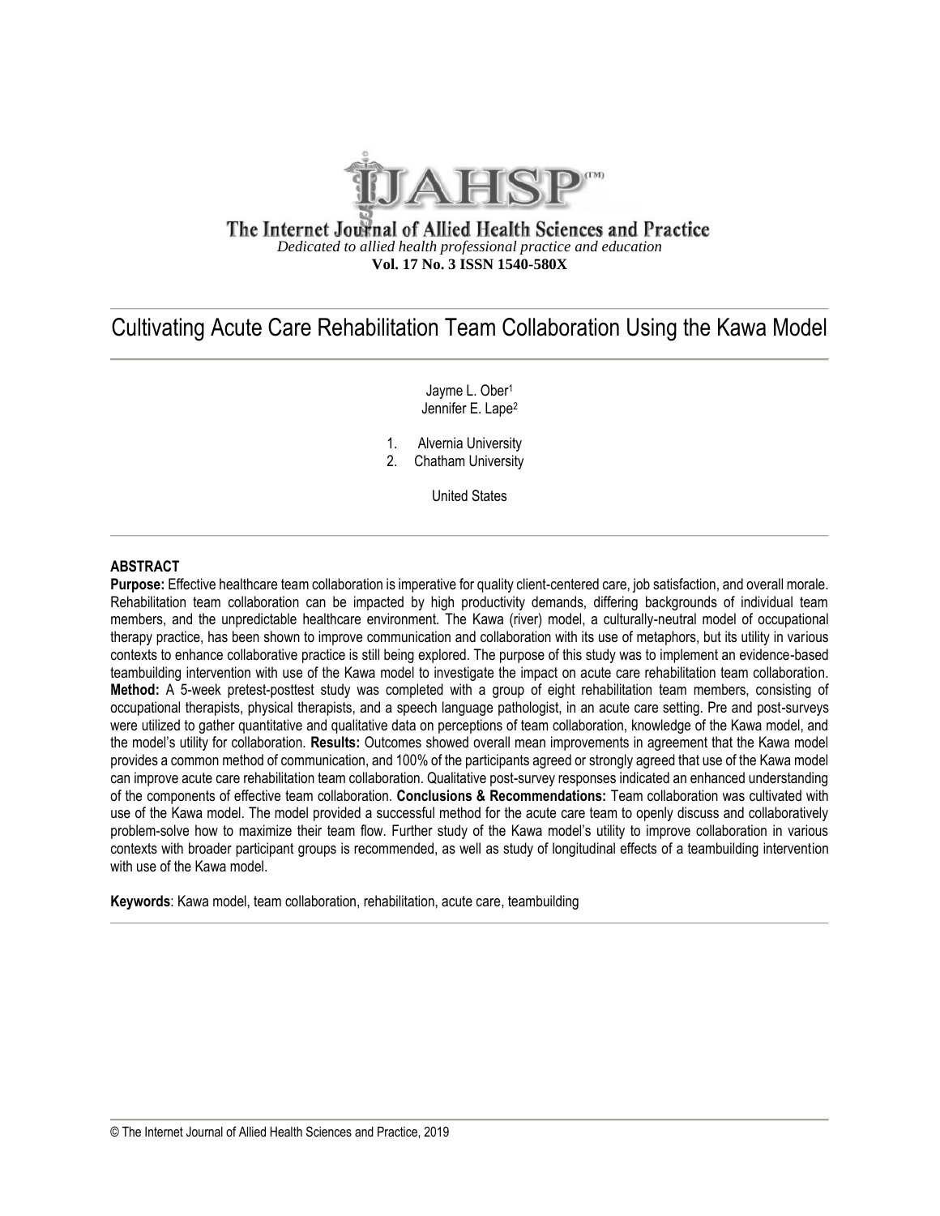# Cultivating Acute Care Rehabilitation Team Collaboration Using the Kawa Model

Jayme L. Ober[1]
Jennifer E. Lape[2]

1. Alvernia University
2. Chatham University

United States

## ABSTRACT

**Purpose:** Effective healthcare team collaboration is imperative for quality client-centered care, job satisfaction, and overall morale. Rehabilitation team collaboration can be impacted by high productivity demands, differing backgrounds of individual team members, and the unpredictable healthcare environment. The Kawa (river) model, a culturally-neutral model of occupational therapy practice, has been shown to improve communication and collaboration with its use of metaphors, but its utility in various contexts to enhance collaborative practice is still being explored. The purpose of this study was to implement an evidence-based teambuilding intervention with use of the Kawa model to investigate the impact on acute care rehabilitation team collaboration. **Method:** A 5-week pretest-posttest study was completed with a group of eight rehabilitation team members, consisting of occupational therapists, physical therapists, and a speech language pathologist, in an acute care setting. Pre and post-surveys were utilized to gather quantitative and qualitative data on perceptions of team collaboration, knowledge of the Kawa model, and the model's utility for collaboration. **Results:** Outcomes showed overall mean improvements in agreement that the Kawa model provides a common method of communication, and 100% of the participants agreed or strongly agreed that use of the Kawa model can improve acute care rehabilitation team collaboration. Qualitative post-survey responses indicated an enhanced understanding of the components of effective team collaboration. **Conclusions & Recommendations:** Team collaboration was cultivated with use of the Kawa model. The model provided a successful method for the acute care team to openly discuss and collaboratively problem-solve how to maximize their team flow. Further study of the Kawa model's utility to improve collaboration in various contexts with broader participant groups is recommended, as well as study of longitudinal effects of a teambuilding intervention with use of the Kawa model.

**Keywords**: Kawa model, team collaboration, rehabilitation, acute care, teambuilding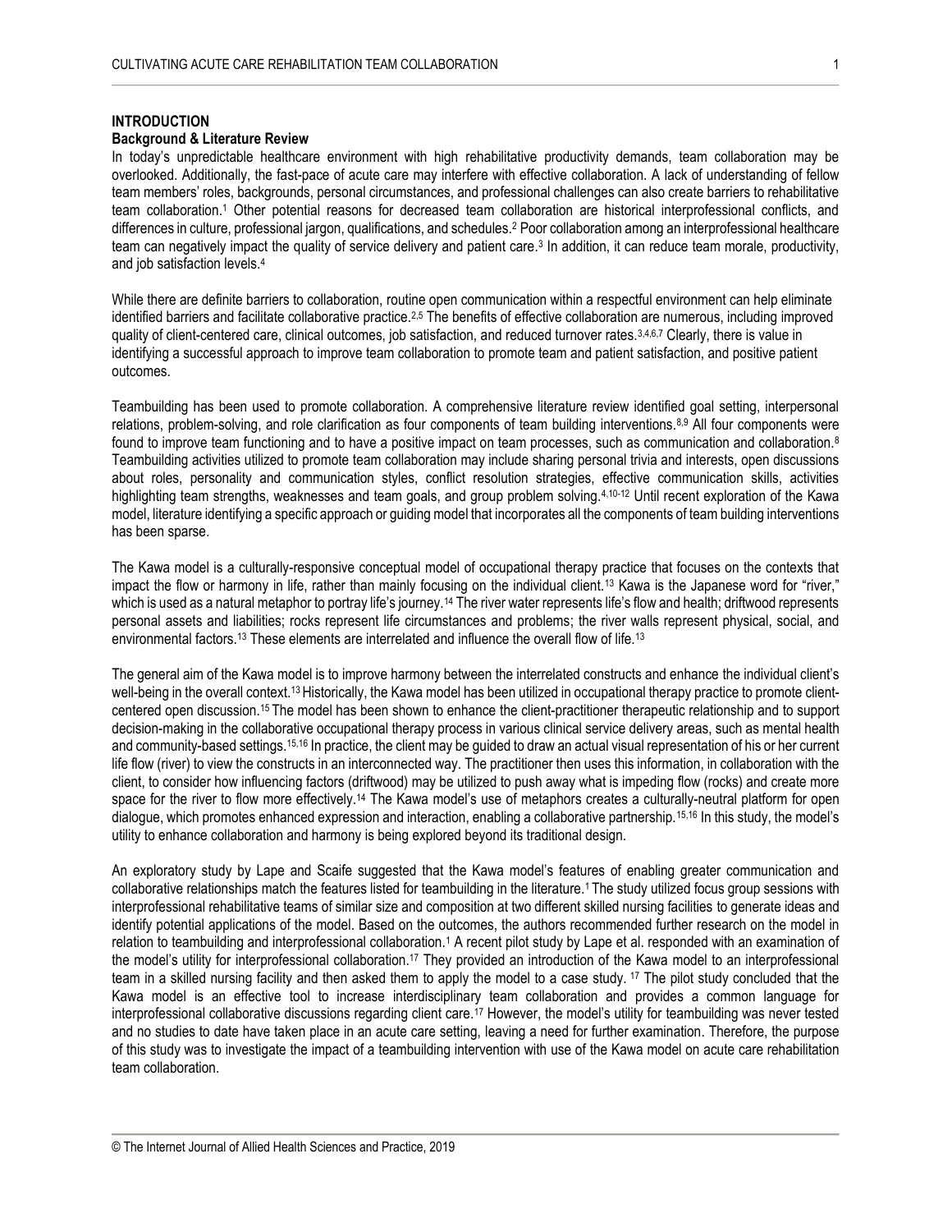## INTRODUCTION

### Background & Literature Review

In today's unpredictable healthcare environment with high rehabilitative productivity demands, team collaboration may be overlooked. Additionally, the fast-pace of acute care may interfere with effective collaboration. A lack of understanding of fellow team members' roles, backgrounds, personal circumstances, and professional challenges can also create barriers to rehabilitative team collaboration.[1] Other potential reasons for decreased team collaboration are historical interprofessional conflicts, and differences in culture, professional jargon, qualifications, and schedules.[2] Poor collaboration among an interprofessional healthcare team can negatively impact the quality of service delivery and patient care.[3] In addition, it can reduce team morale, productivity, and job satisfaction levels.[4]

While there are definite barriers to collaboration, routine open communication within a respectful environment can help eliminate identified barriers and facilitate collaborative practice.[2,5] The benefits of effective collaboration are numerous, including improved quality of client-centered care, clinical outcomes, job satisfaction, and reduced turnover rates.[3,4,6,7] Clearly, there is value in identifying a successful approach to improve team collaboration to promote team and patient satisfaction, and positive patient outcomes.

Teambuilding has been used to promote collaboration. A comprehensive literature review identified goal setting, interpersonal relations, problem-solving, and role clarification as four components of team building interventions.[8,9] All four components were found to improve team functioning and to have a positive impact on team processes, such as communication and collaboration.[8] Teambuilding activities utilized to promote team collaboration may include sharing personal trivia and interests, open discussions about roles, personality and communication styles, conflict resolution strategies, effective communication skills, activities highlighting team strengths, weaknesses and team goals, and group problem solving.[4,10-12] Until recent exploration of the Kawa model, literature identifying a specific approach or guiding model that incorporates all the components of team building interventions has been sparse.

The Kawa model is a culturally-responsive conceptual model of occupational therapy practice that focuses on the contexts that impact the flow or harmony in life, rather than mainly focusing on the individual client.[13] Kawa is the Japanese word for "river," which is used as a natural metaphor to portray life's journey.[14] The river water represents life's flow and health; driftwood represents personal assets and liabilities; rocks represent life circumstances and problems; the river walls represent physical, social, and environmental factors.[13] These elements are interrelated and influence the overall flow of life.[13]

The general aim of the Kawa model is to improve harmony between the interrelated constructs and enhance the individual client's well-being in the overall context.[13] Historically, the Kawa model has been utilized in occupational therapy practice to promote client-centered open discussion.[15] The model has been shown to enhance the client-practitioner therapeutic relationship and to support decision-making in the collaborative occupational therapy process in various clinical service delivery areas, such as mental health and community-based settings.[15,16] In practice, the client may be guided to draw an actual visual representation of his or her current life flow (river) to view the constructs in an interconnected way. The practitioner then uses this information, in collaboration with the client, to consider how influencing factors (driftwood) may be utilized to push away what is impeding flow (rocks) and create more space for the river to flow more effectively.[14] The Kawa model's use of metaphors creates a culturally-neutral platform for open dialogue, which promotes enhanced expression and interaction, enabling a collaborative partnership.[15,16] In this study, the model's utility to enhance collaboration and harmony is being explored beyond its traditional design.

An exploratory study by Lape and Scaife suggested that the Kawa model's features of enabling greater communication and collaborative relationships match the features listed for teambuilding in the literature.[1] The study utilized focus group sessions with interprofessional rehabilitative teams of similar size and composition at two different skilled nursing facilities to generate ideas and identify potential applications of the model. Based on the outcomes, the authors recommended further research on the model in relation to teambuilding and interprofessional collaboration.[1] A recent pilot study by Lape et al. responded with an examination of the model's utility for interprofessional collaboration.[17] They provided an introduction of the Kawa model to an interprofessional team in a skilled nursing facility and then asked them to apply the model to a case study.[17] The pilot study concluded that the Kawa model is an effective tool to increase interdisciplinary team collaboration and provides a common language for interprofessional collaborative discussions regarding client care.[17] However, the model's utility for teambuilding was never tested and no studies to date have taken place in an acute care setting, leaving a need for further examination. Therefore, the purpose of this study was to investigate the impact of a teambuilding intervention with use of the Kawa model on acute care rehabilitation team collaboration.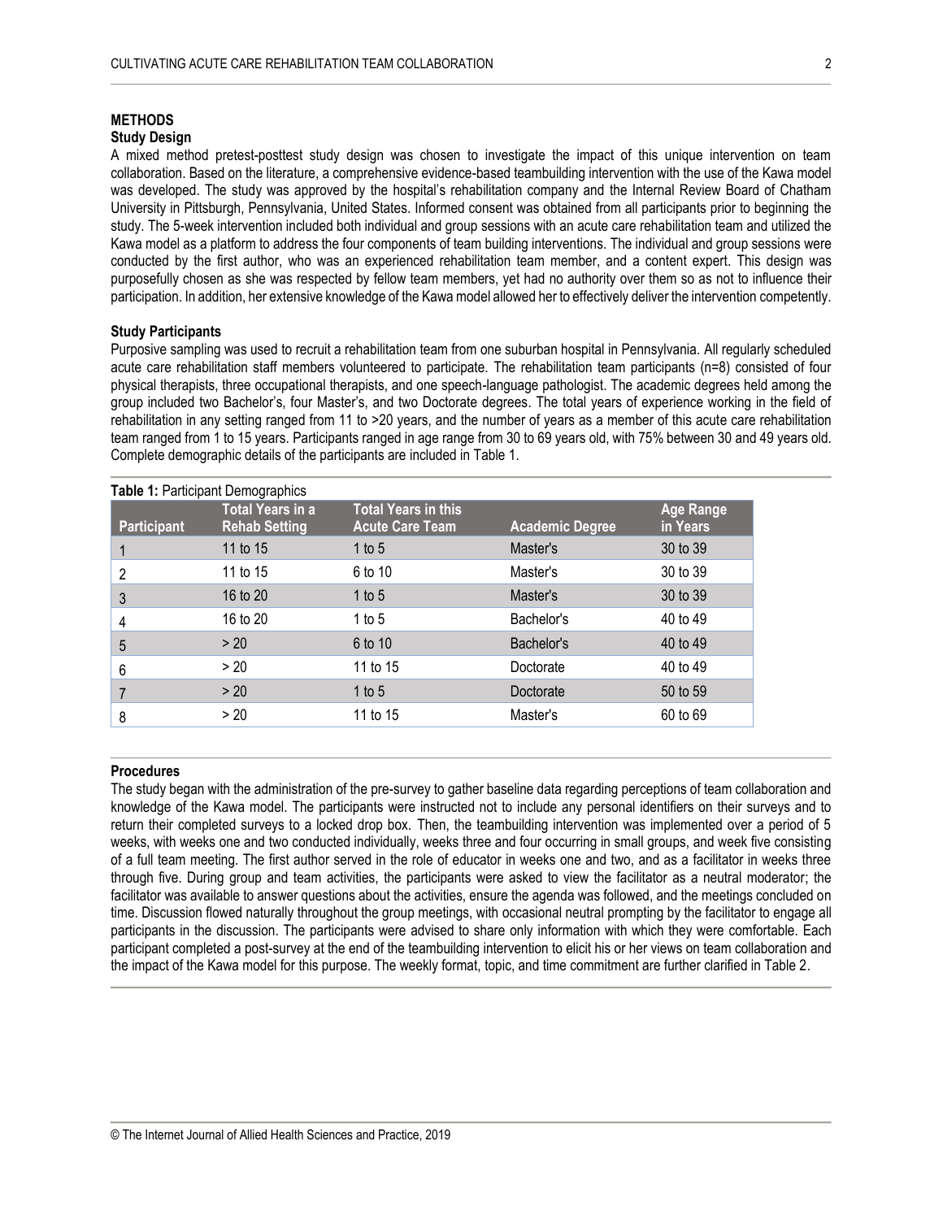## METHODS

### Study Design

A mixed method pretest-posttest study design was chosen to investigate the impact of this unique intervention on team collaboration. Based on the literature, a comprehensive evidence-based teambuilding intervention with the use of the Kawa model was developed. The study was approved by the hospital's rehabilitation company and the Internal Review Board of Chatham University in Pittsburgh, Pennsylvania, United States. Informed consent was obtained from all participants prior to beginning the study. The 5-week intervention included both individual and group sessions with an acute care rehabilitation team and utilized the Kawa model as a platform to address the four components of team building interventions. The individual and group sessions were conducted by the first author, who was an experienced rehabilitation team member, and a content expert. This design was purposefully chosen as she was respected by fellow team members, yet had no authority over them so as not to influence their participation. In addition, her extensive knowledge of the Kawa model allowed her to effectively deliver the intervention competently.

### Study Participants

Purposive sampling was used to recruit a rehabilitation team from one suburban hospital in Pennsylvania. All regularly scheduled acute care rehabilitation staff members volunteered to participate. The rehabilitation team participants (n=8) consisted of four physical therapists, three occupational therapists, and one speech-language pathologist. The academic degrees held among the group included two Bachelor's, four Master's, and two Doctorate degrees. The total years of experience working in the field of rehabilitation in any setting ranged from 11 to >20 years, and the number of years as a member of this acute care rehabilitation team ranged from 1 to 15 years. Participants ranged in age range from 30 to 69 years old, with 75% between 30 and 49 years old. Complete demographic details of the participants are included in Table 1.

**Table 1:** Participant Demographics

| Participant | Total Years in a Rehab Setting | Total Years in this Acute Care Team | Academic Degree | Age Range in Years |
|---|---|---|---|---|
| 1 | 11 to 15 | 1 to 5 | Master's | 30 to 39 |
| 2 | 11 to 15 | 6 to 10 | Master's | 30 to 39 |
| 3 | 16 to 20 | 1 to 5 | Master's | 30 to 39 |
| 4 | 16 to 20 | 1 to 5 | Bachelor's | 40 to 49 |
| 5 | > 20 | 6 to 10 | Bachelor's | 40 to 49 |
| 6 | > 20 | 11 to 15 | Doctorate | 40 to 49 |
| 7 | > 20 | 1 to 5 | Doctorate | 50 to 59 |
| 8 | > 20 | 11 to 15 | Master's | 60 to 69 |

### Procedures

The study began with the administration of the pre-survey to gather baseline data regarding perceptions of team collaboration and knowledge of the Kawa model. The participants were instructed not to include any personal identifiers on their surveys and to return their completed surveys to a locked drop box. Then, the teambuilding intervention was implemented over a period of 5 weeks, with weeks one and two conducted individually, weeks three and four occurring in small groups, and week five consisting of a full team meeting. The first author served in the role of educator in weeks one and two, and as a facilitator in weeks three through five. During group and team activities, the participants were asked to view the facilitator as a neutral moderator; the facilitator was available to answer questions about the activities, ensure the agenda was followed, and the meetings concluded on time. Discussion flowed naturally throughout the group meetings, with occasional neutral prompting by the facilitator to engage all participants in the discussion. The participants were advised to share only information with which they were comfortable. Each participant completed a post-survey at the end of the teambuilding intervention to elicit his or her views on team collaboration and the impact of the Kawa model for this purpose. The weekly format, topic, and time commitment are further clarified in Table 2.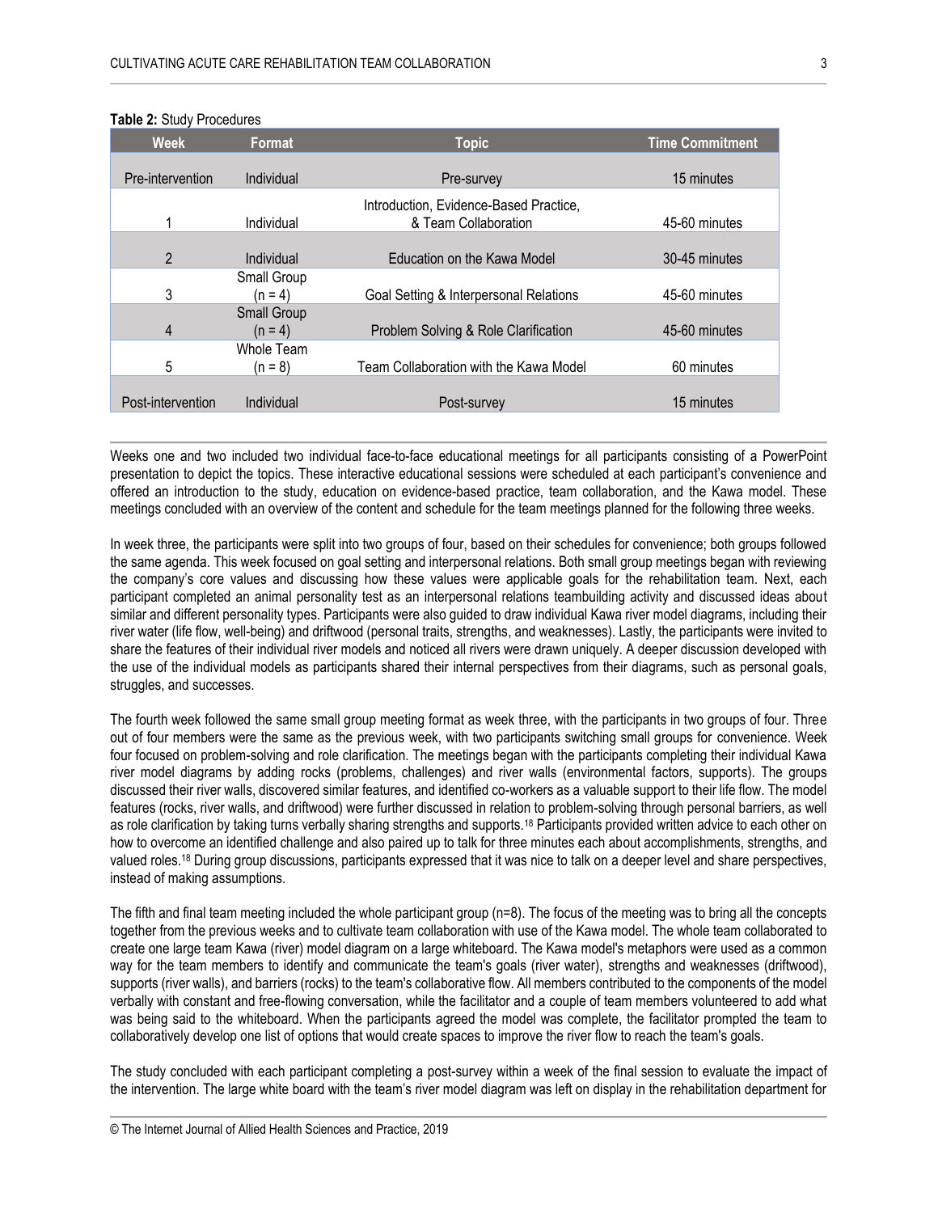**Table 2:** Study Procedures

| Week | Format | Topic | Time Commitment |
|---|---|---|---|
| Pre-intervention | Individual | Pre-survey | 15 minutes |
| 1 | Individual | Introduction, Evidence-Based Practice, & Team Collaboration | 45-60 minutes |
| 2 | Individual | Education on the Kawa Model | 30-45 minutes |
| 3 | Small Group (n = 4) | Goal Setting & Interpersonal Relations | 45-60 minutes |
| 4 | Small Group (n = 4) | Problem Solving & Role Clarification | 45-60 minutes |
| 5 | Whole Team (n = 8) | Team Collaboration with the Kawa Model | 60 minutes |
| Post-intervention | Individual | Post-survey | 15 minutes |

Weeks one and two included two individual face-to-face educational meetings for all participants consisting of a PowerPoint presentation to depict the topics. These interactive educational sessions were scheduled at each participant's convenience and offered an introduction to the study, education on evidence-based practice, team collaboration, and the Kawa model. These meetings concluded with an overview of the content and schedule for the team meetings planned for the following three weeks.

In week three, the participants were split into two groups of four, based on their schedules for convenience; both groups followed the same agenda. This week focused on goal setting and interpersonal relations. Both small group meetings began with reviewing the company's core values and discussing how these values were applicable goals for the rehabilitation team. Next, each participant completed an animal personality test as an interpersonal relations teambuilding activity and discussed ideas about similar and different personality types. Participants were also guided to draw individual Kawa river model diagrams, including their river water (life flow, well-being) and driftwood (personal traits, strengths, and weaknesses). Lastly, the participants were invited to share the features of their individual river models and noticed all rivers were drawn uniquely. A deeper discussion developed with the use of the individual models as participants shared their internal perspectives from their diagrams, such as personal goals, struggles, and successes.

The fourth week followed the same small group meeting format as week three, with the participants in two groups of four. Three out of four members were the same as the previous week, with two participants switching small groups for convenience. Week four focused on problem-solving and role clarification. The meetings began with the participants completing their individual Kawa river model diagrams by adding rocks (problems, challenges) and river walls (environmental factors, supports). The groups discussed their river walls, discovered similar features, and identified co-workers as a valuable support to their life flow. The model features (rocks, river walls, and driftwood) were further discussed in relation to problem-solving through personal barriers, as well as role clarification by taking turns verbally sharing strengths and supports.[18] Participants provided written advice to each other on how to overcome an identified challenge and also paired up to talk for three minutes each about accomplishments, strengths, and valued roles.[18] During group discussions, participants expressed that it was nice to talk on a deeper level and share perspectives, instead of making assumptions.

The fifth and final team meeting included the whole participant group (n=8). The focus of the meeting was to bring all the concepts together from the previous weeks and to cultivate team collaboration with use of the Kawa model. The whole team collaborated to create one large team Kawa (river) model diagram on a large whiteboard. The Kawa model's metaphors were used as a common way for the team members to identify and communicate the team's goals (river water), strengths and weaknesses (driftwood), supports (river walls), and barriers (rocks) to the team's collaborative flow. All members contributed to the components of the model verbally with constant and free-flowing conversation, while the facilitator and a couple of team members volunteered to add what was being said to the whiteboard. When the participants agreed the model was complete, the facilitator prompted the team to collaboratively develop one list of options that would create spaces to improve the river flow to reach the team's goals.

The study concluded with each participant completing a post-survey within a week of the final session to evaluate the impact of the intervention. The large white board with the team's river model diagram was left on display in the rehabilitation department for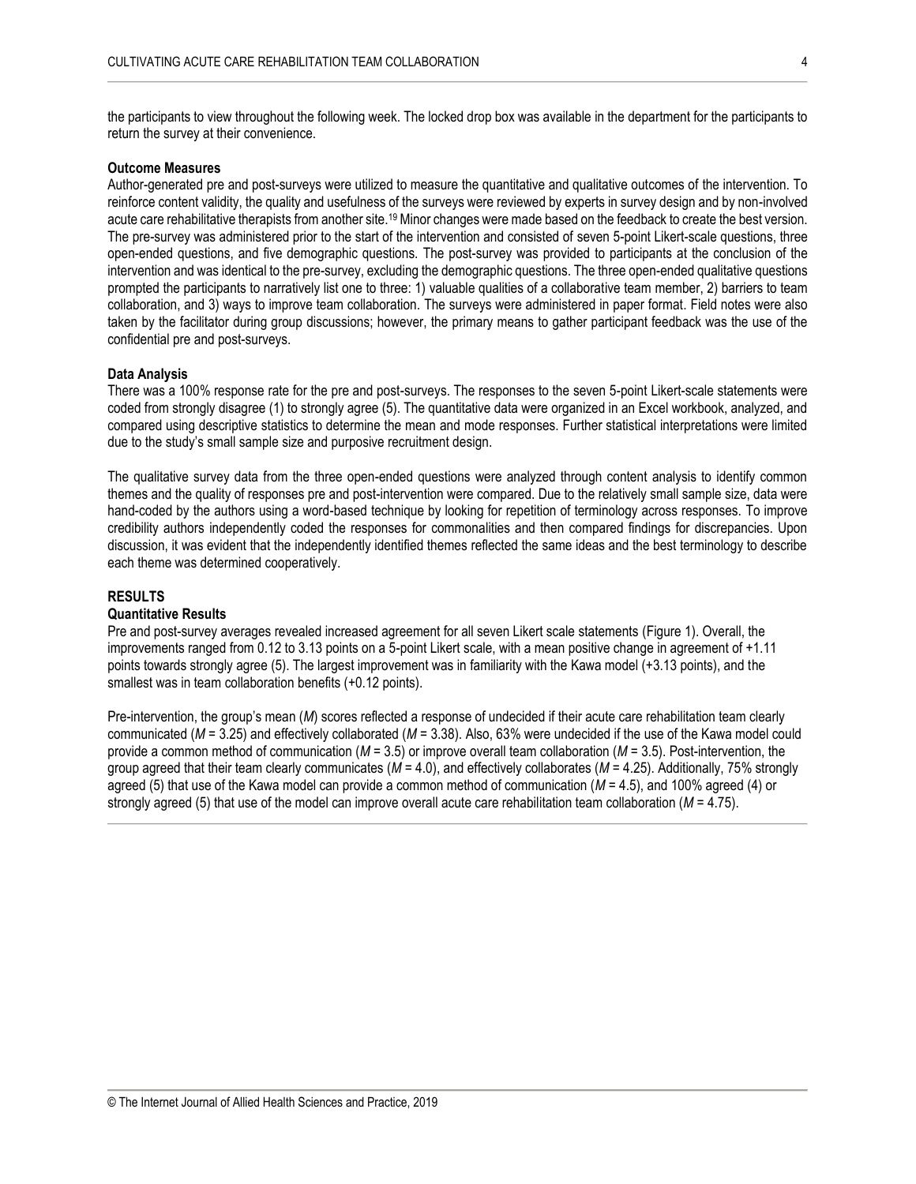the participants to view throughout the following week. The locked drop box was available in the department for the participants to return the survey at their convenience.

**Outcome Measures**

Author-generated pre and post-surveys were utilized to measure the quantitative and qualitative outcomes of the intervention. To reinforce content validity, the quality and usefulness of the surveys were reviewed by experts in survey design and by non-involved acute care rehabilitative therapists from another site.[19] Minor changes were made based on the feedback to create the best version. The pre-survey was administered prior to the start of the intervention and consisted of seven 5-point Likert-scale questions, three open-ended questions, and five demographic questions. The post-survey was provided to participants at the conclusion of the intervention and was identical to the pre-survey, excluding the demographic questions. The three open-ended qualitative questions prompted the participants to narratively list one to three: 1) valuable qualities of a collaborative team member, 2) barriers to team collaboration, and 3) ways to improve team collaboration. The surveys were administered in paper format. Field notes were also taken by the facilitator during group discussions; however, the primary means to gather participant feedback was the use of the confidential pre and post-surveys.

**Data Analysis**

There was a 100% response rate for the pre and post-surveys. The responses to the seven 5-point Likert-scale statements were coded from strongly disagree (1) to strongly agree (5). The quantitative data were organized in an Excel workbook, analyzed, and compared using descriptive statistics to determine the mean and mode responses. Further statistical interpretations were limited due to the study's small sample size and purposive recruitment design.

The qualitative survey data from the three open-ended questions were analyzed through content analysis to identify common themes and the quality of responses pre and post-intervention were compared. Due to the relatively small sample size, data were hand-coded by the authors using a word-based technique by looking for repetition of terminology across responses. To improve credibility authors independently coded the responses for commonalities and then compared findings for discrepancies. Upon discussion, it was evident that the independently identified themes reflected the same ideas and the best terminology to describe each theme was determined cooperatively.

## RESULTS

**Quantitative Results**

Pre and post-survey averages revealed increased agreement for all seven Likert scale statements (Figure 1). Overall, the improvements ranged from 0.12 to 3.13 points on a 5-point Likert scale, with a mean positive change in agreement of +1.11 points towards strongly agree (5). The largest improvement was in familiarity with the Kawa model (+3.13 points), and the smallest was in team collaboration benefits (+0.12 points).

Pre-intervention, the group's mean ($M$) scores reflected a response of undecided if their acute care rehabilitation team clearly communicated ($M$ = 3.25) and effectively collaborated ($M$ = 3.38). Also, 63% were undecided if the use of the Kawa model could provide a common method of communication ($M$ = 3.5) or improve overall team collaboration ($M$ = 3.5). Post-intervention, the group agreed that their team clearly communicates ($M$ = 4.0), and effectively collaborates ($M$ = 4.25). Additionally, 75% strongly agreed (5) that use of the Kawa model can provide a common method of communication ($M$ = 4.5), and 100% agreed (4) or strongly agreed (5) that use of the model can improve overall acute care rehabilitation team collaboration ($M$ = 4.75).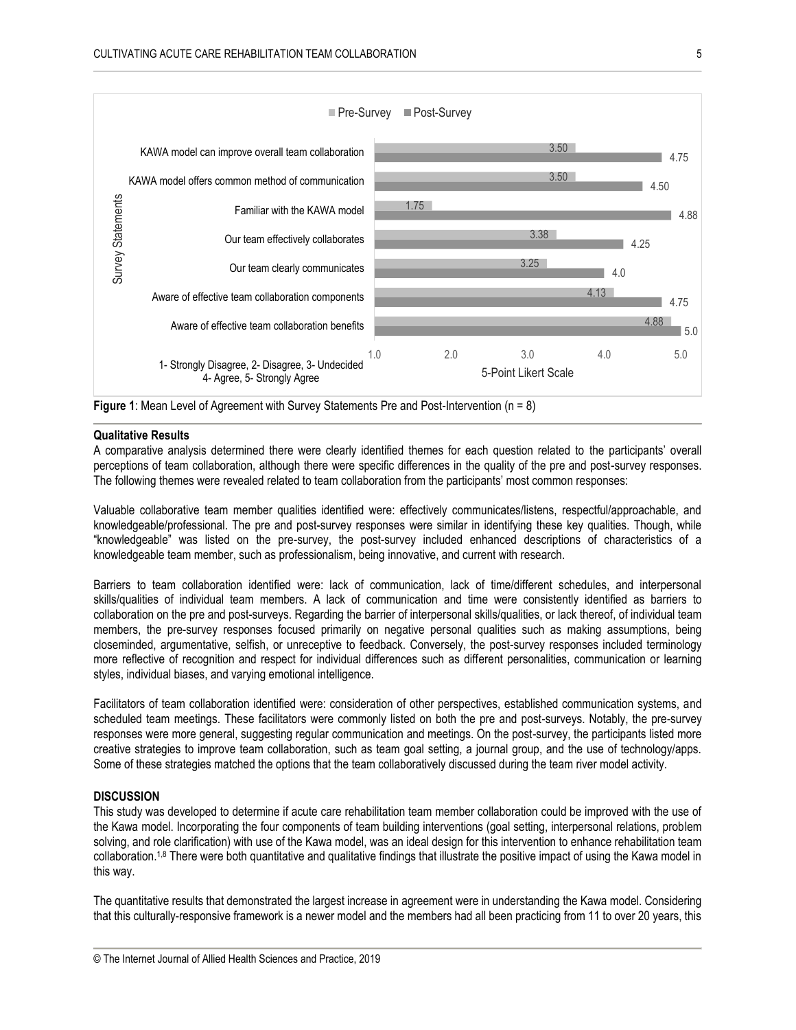Figure 1: Mean Level of Agreement with Survey Statements Pre and Post-Intervention (n = 8)

| Survey Statements | Pre-Survey | Post-Survey |
| --- | --- | --- |
| KAWA model can improve overall team collaboration | 3.50 | 4.75 |
| KAWA model offers common method of communication | 3.50 | 4.50 |
| Familiar with the KAWA model | 1.75 | 4.88 |
| Our team effectively collaborates | 3.38 | 4.25 |
| Our team clearly communicates | 3.25 | 4.0 |
| Aware of effective team collaboration components | 4.13 | 4.75 |
| Aware of effective team collaboration benefits | 4.88 | 5.0 |

5-Point Likert Scale: 1- Strongly Disagree, 2- Disagree, 3- Undecided 4- Agree, 5- Strongly Agree

**Figure 1**: Mean Level of Agreement with Survey Statements Pre and Post-Intervention (n = 8)

**Qualitative Results**

A comparative analysis determined there were clearly identified themes for each question related to the participants' overall perceptions of team collaboration, although there were specific differences in the quality of the pre and post-survey responses. The following themes were revealed related to team collaboration from the participants' most common responses:

Valuable collaborative team member qualities identified were: effectively communicates/listens, respectful/approachable, and knowledgeable/professional. The pre and post-survey responses were similar in identifying these key qualities. Though, while "knowledgeable" was listed on the pre-survey, the post-survey included enhanced descriptions of characteristics of a knowledgeable team member, such as professionalism, being innovative, and current with research.

Barriers to team collaboration identified were: lack of communication, lack of time/different schedules, and interpersonal skills/qualities of individual team members. A lack of communication and time were consistently identified as barriers to collaboration on the pre and post-surveys. Regarding the barrier of interpersonal skills/qualities, or lack thereof, of individual team members, the pre-survey responses focused primarily on negative personal qualities such as making assumptions, being closeminded, argumentative, selfish, or unreceptive to feedback. Conversely, the post-survey responses included terminology more reflective of recognition and respect for individual differences such as different personalities, communication or learning styles, individual biases, and varying emotional intelligence.

Facilitators of team collaboration identified were: consideration of other perspectives, established communication systems, and scheduled team meetings. These facilitators were commonly listed on both the pre and post-surveys. Notably, the pre-survey responses were more general, suggesting regular communication and meetings. On the post-survey, the participants listed more creative strategies to improve team collaboration, such as team goal setting, a journal group, and the use of technology/apps. Some of these strategies matched the options that the team collaboratively discussed during the team river model activity.

**DISCUSSION**

This study was developed to determine if acute care rehabilitation team member collaboration could be improved with the use of the Kawa model. Incorporating the four components of team building interventions (goal setting, interpersonal relations, problem solving, and role clarification) with use of the Kawa model, was an ideal design for this intervention to enhance rehabilitation team collaboration.[1,8] There were both quantitative and qualitative findings that illustrate the positive impact of using the Kawa model in this way.

The quantitative results that demonstrated the largest increase in agreement were in understanding the Kawa model. Considering that this culturally-responsive framework is a newer model and the members had all been practicing from 11 to over 20 years, this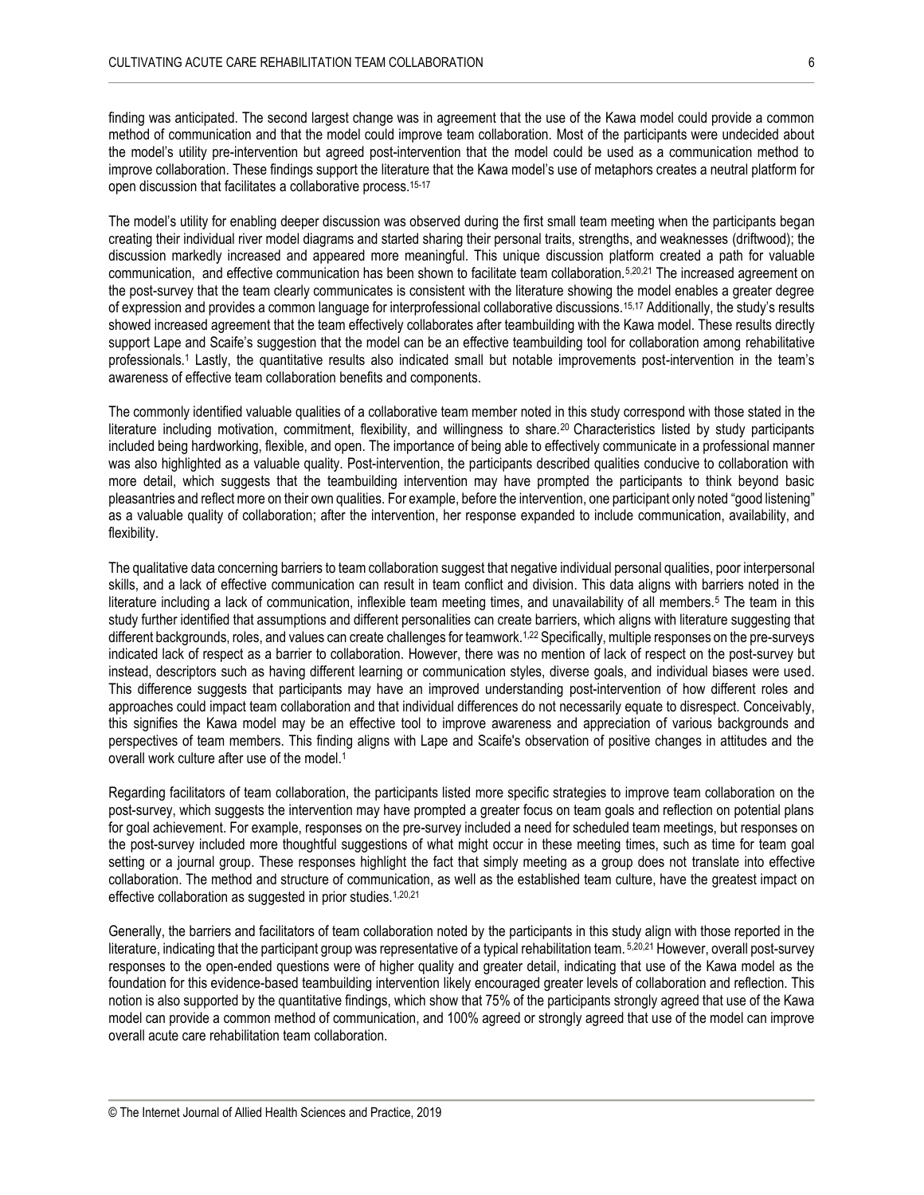finding was anticipated. The second largest change was in agreement that the use of the Kawa model could provide a common method of communication and that the model could improve team collaboration. Most of the participants were undecided about the model's utility pre-intervention but agreed post-intervention that the model could be used as a communication method to improve collaboration. These findings support the literature that the Kawa model's use of metaphors creates a neutral platform for open discussion that facilitates a collaborative process.[15-17]

The model's utility for enabling deeper discussion was observed during the first small team meeting when the participants began creating their individual river model diagrams and started sharing their personal traits, strengths, and weaknesses (driftwood); the discussion markedly increased and appeared more meaningful. This unique discussion platform created a path for valuable communication, and effective communication has been shown to facilitate team collaboration.[5,20,21] The increased agreement on the post-survey that the team clearly communicates is consistent with the literature showing the model enables a greater degree of expression and provides a common language for interprofessional collaborative discussions.[15,17] Additionally, the study's results showed increased agreement that the team effectively collaborates after teambuilding with the Kawa model. These results directly support Lape and Scaife's suggestion that the model can be an effective teambuilding tool for collaboration among rehabilitative professionals.[1] Lastly, the quantitative results also indicated small but notable improvements post-intervention in the team's awareness of effective team collaboration benefits and components.

The commonly identified valuable qualities of a collaborative team member noted in this study correspond with those stated in the literature including motivation, commitment, flexibility, and willingness to share.[20] Characteristics listed by study participants included being hardworking, flexible, and open. The importance of being able to effectively communicate in a professional manner was also highlighted as a valuable quality. Post-intervention, the participants described qualities conducive to collaboration with more detail, which suggests that the teambuilding intervention may have prompted the participants to think beyond basic pleasantries and reflect more on their own qualities. For example, before the intervention, one participant only noted "good listening" as a valuable quality of collaboration; after the intervention, her response expanded to include communication, availability, and flexibility.

The qualitative data concerning barriers to team collaboration suggest that negative individual personal qualities, poor interpersonal skills, and a lack of effective communication can result in team conflict and division. This data aligns with barriers noted in the literature including a lack of communication, inflexible team meeting times, and unavailability of all members.[5] The team in this study further identified that assumptions and different personalities can create barriers, which aligns with literature suggesting that different backgrounds, roles, and values can create challenges for teamwork.[1,22] Specifically, multiple responses on the pre-surveys indicated lack of respect as a barrier to collaboration. However, there was no mention of lack of respect on the post-survey but instead, descriptors such as having different learning or communication styles, diverse goals, and individual biases were used. This difference suggests that participants may have an improved understanding post-intervention of how different roles and approaches could impact team collaboration and that individual differences do not necessarily equate to disrespect. Conceivably, this signifies the Kawa model may be an effective tool to improve awareness and appreciation of various backgrounds and perspectives of team members. This finding aligns with Lape and Scaife's observation of positive changes in attitudes and the overall work culture after use of the model.[1]

Regarding facilitators of team collaboration, the participants listed more specific strategies to improve team collaboration on the post-survey, which suggests the intervention may have prompted a greater focus on team goals and reflection on potential plans for goal achievement. For example, responses on the pre-survey included a need for scheduled team meetings, but responses on the post-survey included more thoughtful suggestions of what might occur in these meeting times, such as time for team goal setting or a journal group. These responses highlight the fact that simply meeting as a group does not translate into effective collaboration. The method and structure of communication, as well as the established team culture, have the greatest impact on effective collaboration as suggested in prior studies.[1,20,21]

Generally, the barriers and facilitators of team collaboration noted by the participants in this study align with those reported in the literature, indicating that the participant group was representative of a typical rehabilitation team.[5,20,21] However, overall post-survey responses to the open-ended questions were of higher quality and greater detail, indicating that use of the Kawa model as the foundation for this evidence-based teambuilding intervention likely encouraged greater levels of collaboration and reflection. This notion is also supported by the quantitative findings, which show that 75% of the participants strongly agreed that use of the Kawa model can provide a common method of communication, and 100% agreed or strongly agreed that use of the model can improve overall acute care rehabilitation team collaboration.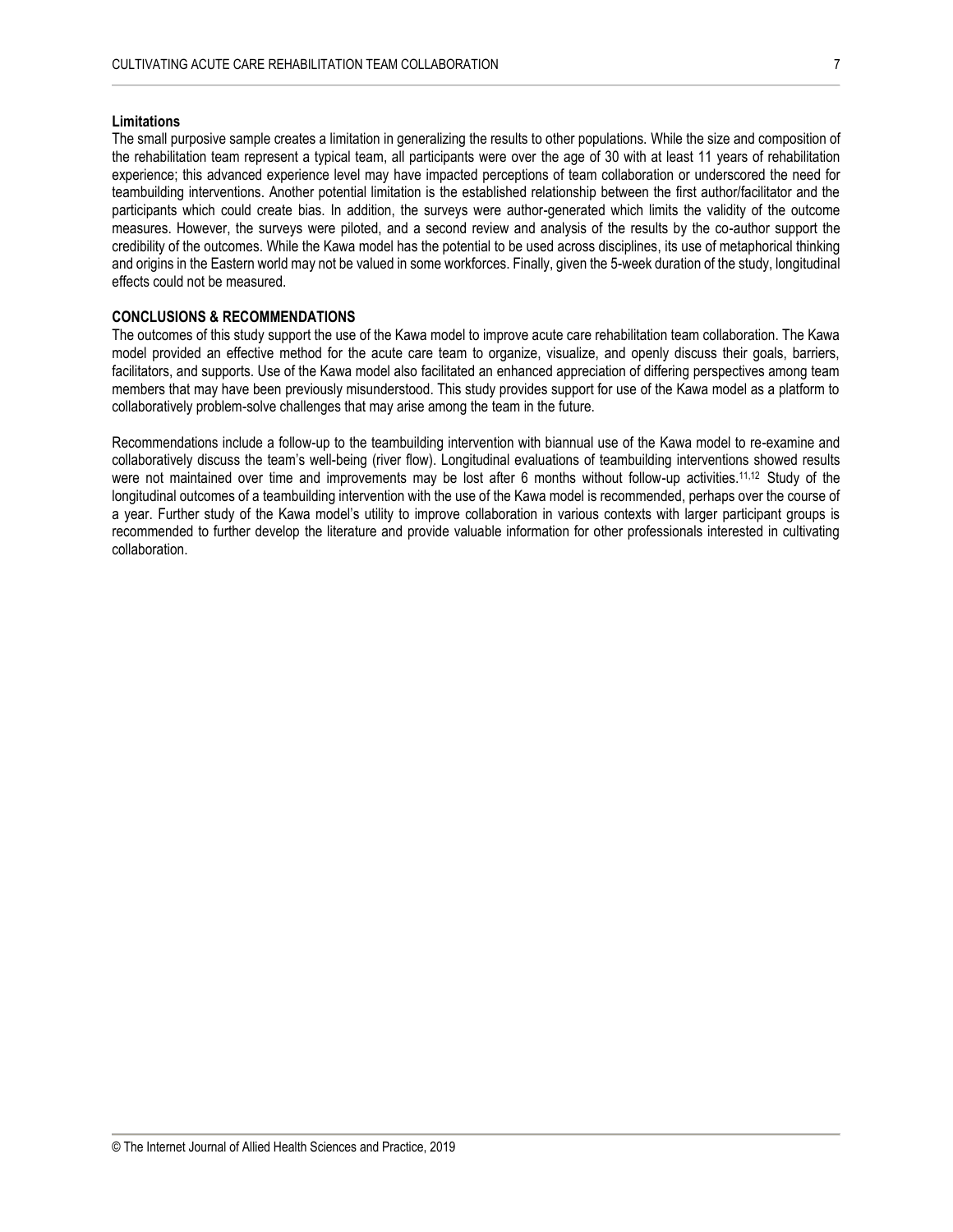### Limitations

The small purposive sample creates a limitation in generalizing the results to other populations. While the size and composition of the rehabilitation team represent a typical team, all participants were over the age of 30 with at least 11 years of rehabilitation experience; this advanced experience level may have impacted perceptions of team collaboration or underscored the need for teambuilding interventions. Another potential limitation is the established relationship between the first author/facilitator and the participants which could create bias. In addition, the surveys were author-generated which limits the validity of the outcome measures. However, the surveys were piloted, and a second review and analysis of the results by the co-author support the credibility of the outcomes. While the Kawa model has the potential to be used across disciplines, its use of metaphorical thinking and origins in the Eastern world may not be valued in some workforces. Finally, given the 5-week duration of the study, longitudinal effects could not be measured.

## CONCLUSIONS & RECOMMENDATIONS

The outcomes of this study support the use of the Kawa model to improve acute care rehabilitation team collaboration. The Kawa model provided an effective method for the acute care team to organize, visualize, and openly discuss their goals, barriers, facilitators, and supports. Use of the Kawa model also facilitated an enhanced appreciation of differing perspectives among team members that may have been previously misunderstood. This study provides support for use of the Kawa model as a platform to collaboratively problem-solve challenges that may arise among the team in the future.

Recommendations include a follow-up to the teambuilding intervention with biannual use of the Kawa model to re-examine and collaboratively discuss the team's well-being (river flow). Longitudinal evaluations of teambuilding interventions showed results were not maintained over time and improvements may be lost after 6 months without follow-up activities.[11,12] Study of the longitudinal outcomes of a teambuilding intervention with the use of the Kawa model is recommended, perhaps over the course of a year. Further study of the Kawa model's utility to improve collaboration in various contexts with larger participant groups is recommended to further develop the literature and provide valuable information for other professionals interested in cultivating collaboration.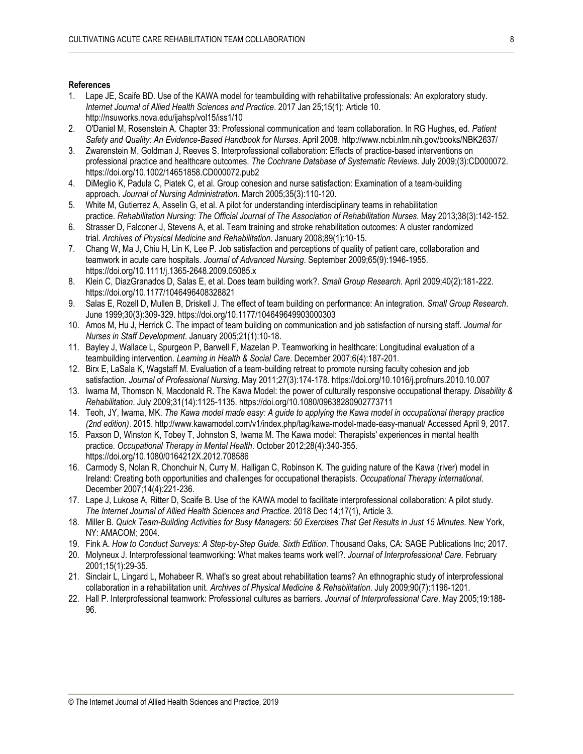**References**

1. Lape JE, Scaife BD. Use of the KAWA model for teambuilding with rehabilitative professionals: An exploratory study. *Internet Journal of Allied Health Sciences and Practice*. 2017 Jan 25;15(1): Article 10. http://nsuworks.nova.edu/ijahsp/vol15/iss1/10
2. O'Daniel M, Rosenstein A. Chapter 33: Professional communication and team collaboration. In RG Hughes, ed. *Patient Safety and Quality: An Evidence-Based Handbook for Nurses*. April 2008. http://www.ncbi.nlm.nih.gov/books/NBK2637/
3. Zwarenstein M, Goldman J, Reeves S. Interprofessional collaboration: Effects of practice-based interventions on professional practice and healthcare outcomes. *The Cochrane Database of Systematic Reviews*. July 2009;(3):CD000072. https://doi.org/10.1002/14651858.CD000072.pub2
4. DiMeglio K, Padula C, Piatek C, et al. Group cohesion and nurse satisfaction: Examination of a team-building approach. *Journal of Nursing Administration*. March 2005;35(3):110-120.
5. White M, Gutierrez A, Asselin G, et al. A pilot for understanding interdisciplinary teams in rehabilitation practice. *Rehabilitation Nursing: The Official Journal of The Association of Rehabilitation Nurses*. May 2013;38(3):142-152.
6. Strasser D, Falconer J, Stevens A, et al. Team training and stroke rehabilitation outcomes: A cluster randomized trial. *Archives of Physical Medicine and Rehabilitation*. January 2008;89(1):10-15.
7. Chang W, Ma J, Chiu H, Lin K, Lee P. Job satisfaction and perceptions of quality of patient care, collaboration and teamwork in acute care hospitals. *Journal of Advanced Nursing*. September 2009;65(9):1946-1955. https://doi.org/10.1111/j.1365-2648.2009.05085.x
8. Klein C, DiazGranados D, Salas E, et al. Does team building work?. *Small Group Research*. April 2009;40(2):181-222. https://doi.org/10.1177/1046496408328821
9. Salas E, Rozell D, Mullen B, Driskell J. The effect of team building on performance: An integration. *Small Group Research*. June 1999;30(3):309-329. https://doi.org/10.1177/104649649903000303
10. Amos M, Hu J, Herrick C. The impact of team building on communication and job satisfaction of nursing staff. *Journal for Nurses in Staff Development*. January 2005;21(1):10-18.
11. Bayley J, Wallace L, Spurgeon P, Barwell F, Mazelan P. Teamworking in healthcare: Longitudinal evaluation of a teambuilding intervention. *Learning in Health & Social Care*. December 2007;6(4):187-201.
12. Birx E, LaSala K, Wagstaff M. Evaluation of a team-building retreat to promote nursing faculty cohesion and job satisfaction. *Journal of Professional Nursing*. May 2011;27(3):174-178. https://doi.org/10.1016/j.profnurs.2010.10.007
13. Iwama M, Thomson N, Macdonald R. The Kawa Model: the power of culturally responsive occupational therapy. *Disability & Rehabilitation*. July 2009;31(14):1125-1135. https://doi.org/10.1080/09638280902773711
14. Teoh, JY, Iwama, MK. *The Kawa model made easy: A guide to applying the Kawa model in occupational therapy practice (2nd edition)*. 2015. http://www.kawamodel.com/v1/index.php/tag/kawa-model-made-easy-manual/ Accessed April 9, 2017.
15. Paxson D, Winston K, Tobey T, Johnston S, Iwama M. The Kawa model: Therapists' experiences in mental health practice. *Occupational Therapy in Mental Health*. October 2012;28(4):340-355. https://doi.org/10.1080/0164212X.2012.708586
16. Carmody S, Nolan R, Chonchuir N, Curry M, Halligan C, Robinson K. The guiding nature of the Kawa (river) model in Ireland: Creating both opportunities and challenges for occupational therapists. *Occupational Therapy International*. December 2007;14(4):221-236.
17. Lape J, Lukose A, Ritter D, Scaife B. Use of the KAWA model to facilitate interprofessional collaboration: A pilot study. *The Internet Journal of Allied Health Sciences and Practice*. 2018 Dec 14;17(1), Article 3.
18. Miller B. *Quick Team-Building Activities for Busy Managers: 50 Exercises That Get Results in Just 15 Minutes*. New York, NY: AMACOM; 2004.
19. Fink A. *How to Conduct Surveys: A Step-by-Step Guide. Sixth Edition*. Thousand Oaks, CA: SAGE Publications Inc; 2017.
20. Molyneux J. Interprofessional teamworking: What makes teams work well?. *Journal of Interprofessional Care*. February 2001;15(1):29-35.
21. Sinclair L, Lingard L, Mohabeer R. What's so great about rehabilitation teams? An ethnographic study of interprofessional collaboration in a rehabilitation unit. *Archives of Physical Medicine & Rehabilitation*. July 2009;90(7):1196-1201.
22. Hall P. Interprofessional teamwork: Professional cultures as barriers. *Journal of Interprofessional Care*. May 2005;19:188-96.